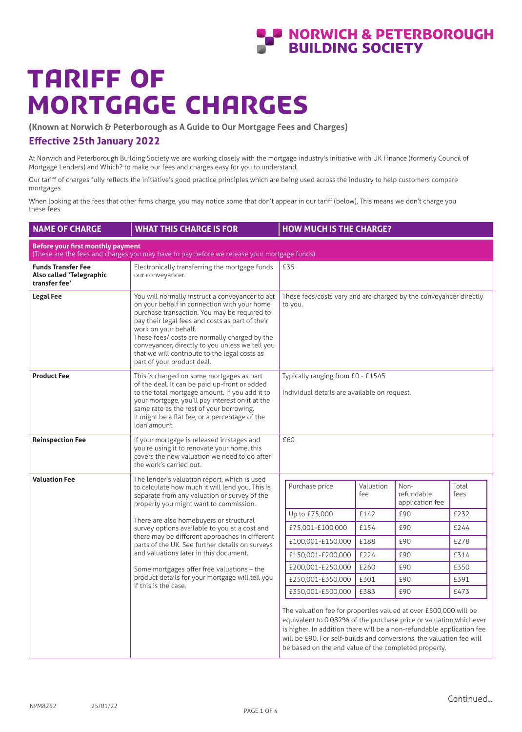NORWICH & PETERBOROUGH BUILDING SOCIETY

# TARIFF OF MORTGAGE CHARGES

**(Known at Norwich & Peterborough as A Guide to Our Mortgage Fees and Charges)**

## Effective 25th January 2022

At Norwich and Peterborough Building Society we are working closely with the mortgage industry's initiative with UK Finance (formerly Council of Mortgage Lenders) and Which? to make our fees and charges easy for you to understand.

Our tariff of charges fully reflects the initiative's good practice principles which are being used across the industry to help customers compare mortgages.

When looking at the fees that other firms charge, you may notice some that don't appear in our tariff (below). This means we don't charge you these fees.

| NAME OF CHARGE | WHAT THIS CHARGE IS FOR | HOW MUCH IS THE CHARGE? |
|---|---|---|
| **Before your first monthly payment** (These are the fees and charges you may have to pay before we release your mortgage funds) | | |
| **Funds Transfer Fee Also called 'Telegraphic transfer fee'** | Electronically transferring the mortgage funds our conveyancer. | £35 |
| **Legal Fee** | You will normally instruct a conveyancer to act on your behalf in connection with your home purchase transaction. You may be required to pay their legal fees and costs as part of their work on your behalf. These fees/ costs are normally charged by the conveyancer, directly to you unless we tell you that we will contribute to the legal costs as part of your product deal. | These fees/costs vary and are charged by the conveyancer directly to you. |
| **Product Fee** | This is charged on some mortgages as part of the deal. It can be paid up-front or added to the total mortgage amount. If you add it to your mortgage, you'll pay interest on it at the same rate as the rest of your borrowing. It might be a flat fee, or a percentage of the loan amount. | Typically ranging from £0 - £1545<br><br>Individual details are available on request. |
| **Reinspection Fee** | If your mortgage is released in stages and you're using it to renovate your home, this covers the new valuation we need to do after the work's carried out. | £60 |
| **Valuation Fee** | The lender's valuation report, which is used to calculate how much it will lend you. This is separate from any valuation or survey of the property you might want to commission.<br><br>There are also homebuyers or structural survey options available to you at a cost and there may be different approaches in different parts of the UK. See further details on surveys and valuations later in this document.<br><br>Some mortgages offer free valuations – the product details for your mortgage will tell you if this is the case. | See table below. |

| Purchase price | Valuation fee | Non-refundable application fee | Total fees |
|---|---|---|---|
| Up to £75,000 | £142 | £90 | £232 |
| £75,001-£100,000 | £154 | £90 | £244 |
| £100,001-£150,000 | £188 | £90 | £278 |
| £150,001-£200,000 | £224 | £90 | £314 |
| £200,001-£250,000 | £260 | £90 | £350 |
| £250,001-£350,000 | £301 | £90 | £391 |
| £350,001-£500,000 | £383 | £90 | £473 |

The valuation fee for properties valued at over £500,000 will be equivalent to 0.082% of the purchase price or valuation,whichever is higher. In addition there will be a non-refundable application fee will be £90. For self-builds and conversions, the valuation fee will be based on the end value of the completed property.

Continued...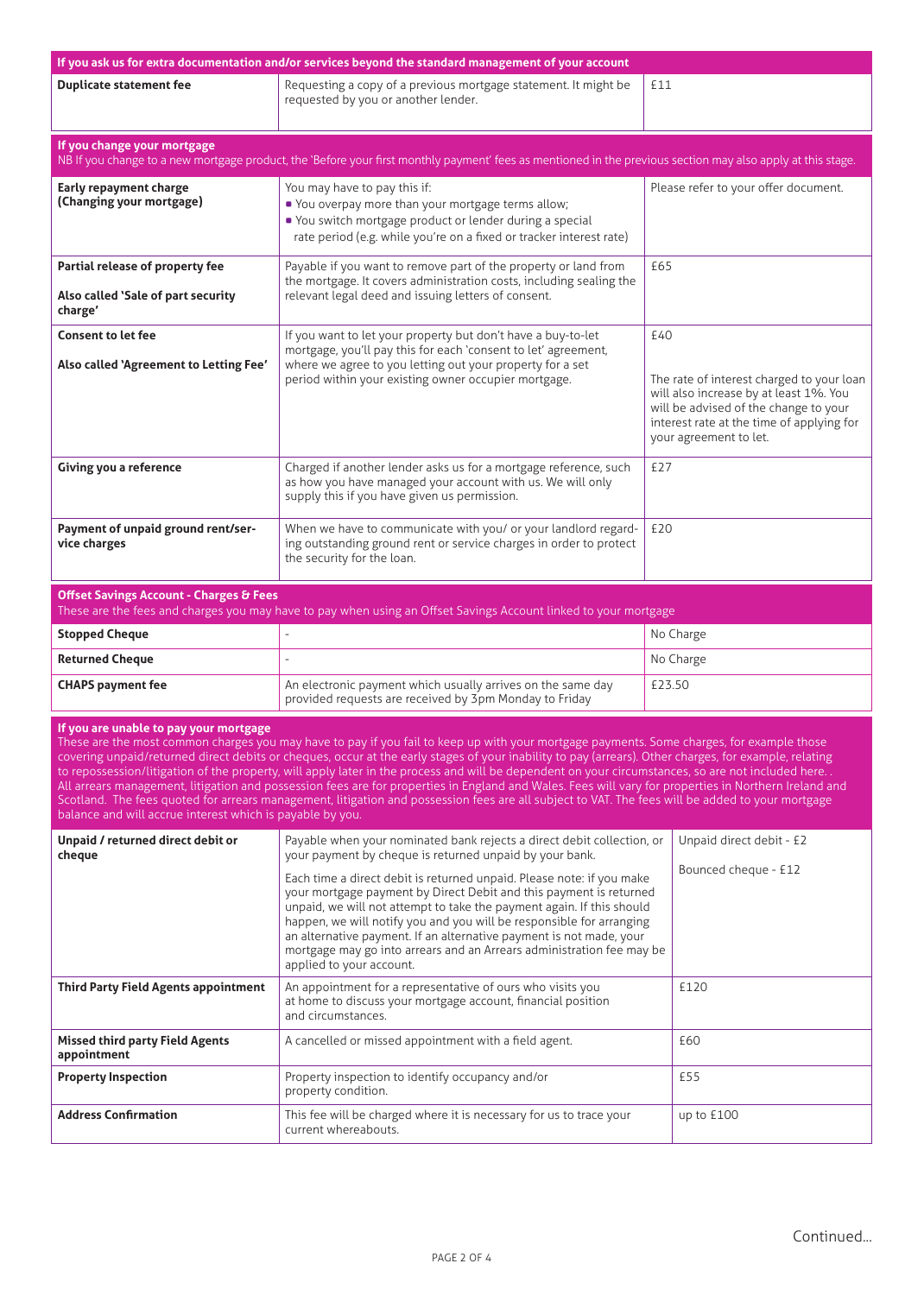| If you ask us for extra documentation and/or services beyond the standard management of your account | | |
|---|---|---|
| **Duplicate statement fee** | Requesting a copy of a previous mortgage statement. It might be requested by you or another lender. | £11 |

| If you change your mortgage<br>NB If you change to a new mortgage product, the 'Before your first monthly payment' fees as mentioned in the previous section may also apply at this stage. | | |
|---|---|---|
| **Early repayment charge (Changing your mortgage)** | You may have to pay this if:<br>■ You overpay more than your mortgage terms allow;<br>■ You switch mortgage product or lender during a special rate period (e.g. while you're on a fixed or tracker interest rate) | Please refer to your offer document. |
| **Partial release of property fee**<br><br>**Also called 'Sale of part security charge'** | Payable if you want to remove part of the property or land from the mortgage. It covers administration costs, including sealing the relevant legal deed and issuing letters of consent. | £65 |
| **Consent to let fee**<br><br>**Also called 'Agreement to Letting Fee'** | If you want to let your property but don't have a buy-to-let mortgage, you'll pay this for each 'consent to let' agreement, where we agree to you letting out your property for a set period within your existing owner occupier mortgage. | £40<br><br>The rate of interest charged to your loan will also increase by at least 1%. You will be advised of the change to your interest rate at the time of applying for your agreement to let. |
| **Giving you a reference** | Charged if another lender asks us for a mortgage reference, such as how you have managed your account with us. We will only supply this if you have given us permission. | £27 |
| **Payment of unpaid ground rent/service charges** | When we have to communicate with you/ or your landlord regarding outstanding ground rent or service charges in order to protect the security for the loan. | £20 |

| Offset Savings Account - Charges & Fees<br>These are the fees and charges you may have to pay when using an Offset Savings Account linked to your mortgage | | |
|---|---|---|
| **Stopped Cheque** | - | No Charge |
| **Returned Cheque** | - | No Charge |
| **CHAPS payment fee** | An electronic payment which usually arrives on the same day provided requests are received by 3pm Monday to Friday | £23.50 |

| If you are unable to pay your mortgage<br>These are the most common charges you may have to pay if you fail to keep up with your mortgage payments. Some charges, for example those covering unpaid/returned direct debits or cheques, occur at the early stages of your inability to pay (arrears). Other charges, for example, relating to repossession/litigation of the property, will apply later in the process and will be dependent on your circumstances, so are not included here. . All arrears management, litigation and possession fees are for properties in England and Wales. Fees will vary for properties in Northern Ireland and Scotland. The fees quoted for arrears management, litigation and possession fees are all subject to VAT. The fees will be added to your mortgage balance and will accrue interest which is payable by you. | | |
|---|---|---|
| **Unpaid / returned direct debit or cheque** | Payable when your nominated bank rejects a direct debit collection, or your payment by cheque is returned unpaid by your bank.<br><br>Each time a direct debit is returned unpaid. Please note: if you make your mortgage payment by Direct Debit and this payment is returned unpaid, we will not attempt to take the payment again. If this should happen, we will notify you and you will be responsible for arranging an alternative payment. If an alternative payment is not made, your mortgage may go into arrears and an Arrears administration fee may be applied to your account. | Unpaid direct debit - £2<br><br>Bounced cheque - £12 |
| **Third Party Field Agents appointment** | An appointment for a representative of ours who visits you at home to discuss your mortgage account, financial position and circumstances. | £120 |
| **Missed third party Field Agents appointment** | A cancelled or missed appointment with a field agent. | £60 |
| **Property Inspection** | Property inspection to identify occupancy and/or property condition. | £55 |
| **Address Confirmation** | This fee will be charged where it is necessary for us to trace your current whereabouts. | up to £100 |

Continued...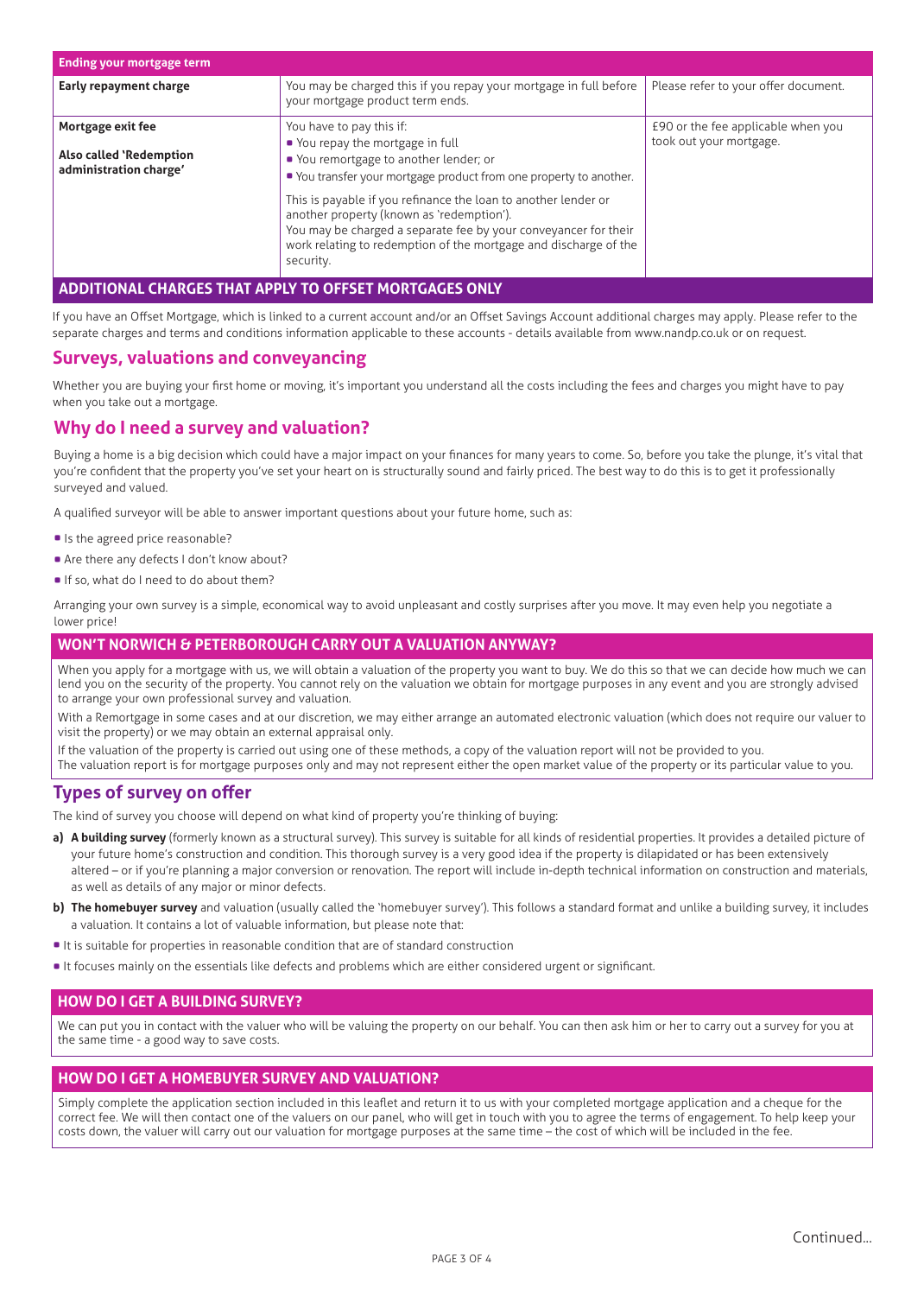| Ending your mortgage term | | |
|---|---|---|
| **Early repayment charge** | You may be charged this if you repay your mortgage in full before your mortgage product term ends. | Please refer to your offer document. |
| **Mortgage exit fee**<br><br>**Also called 'Redemption administration charge'** | You have to pay this if:<br>▪ You repay the mortgage in full<br>▪ You remortgage to another lender; or<br>▪ You transfer your mortgage product from one property to another.<br><br>This is payable if you refinance the loan to another lender or another property (known as 'redemption').<br>You may be charged a separate fee by your conveyancer for their work relating to redemption of the mortgage and discharge of the security. | £90 or the fee applicable when you took out your mortgage. |

### ADDITIONAL CHARGES THAT APPLY TO OFFSET MORTGAGES ONLY

If you have an Offset Mortgage, which is linked to a current account and/or an Offset Savings Account additional charges may apply. Please refer to the separate charges and terms and conditions information applicable to these accounts - details available from www.nandp.co.uk or on request.

## Surveys, valuations and conveyancing

Whether you are buying your first home or moving, it's important you understand all the costs including the fees and charges you might have to pay when you take out a mortgage.

## Why do I need a survey and valuation?

Buying a home is a big decision which could have a major impact on your finances for many years to come. So, before you take the plunge, it's vital that you're confident that the property you've set your heart on is structurally sound and fairly priced. The best way to do this is to get it professionally surveyed and valued.

A qualified surveyor will be able to answer important questions about your future home, such as:

- Is the agreed price reasonable?
- Are there any defects I don't know about?
- If so, what do I need to do about them?

Arranging your own survey is a simple, economical way to avoid unpleasant and costly surprises after you move. It may even help you negotiate a lower price!

### WON'T NORWICH & PETERBOROUGH CARRY OUT A VALUATION ANYWAY?

When you apply for a mortgage with us, we will obtain a valuation of the property you want to buy. We do this so that we can decide how much we can lend you on the security of the property. You cannot rely on the valuation we obtain for mortgage purposes in any event and you are strongly advised to arrange your own professional survey and valuation.

With a Remortgage in some cases and at our discretion, we may either arrange an automated electronic valuation (which does not require our valuer to visit the property) or we may obtain an external appraisal only.

If the valuation of the property is carried out using one of these methods, a copy of the valuation report will not be provided to you.
The valuation report is for mortgage purposes only and may not represent either the open market value of the property or its particular value to you.

## Types of survey on offer

The kind of survey you choose will depend on what kind of property you're thinking of buying:

**a) A building survey** (formerly known as a structural survey). This survey is suitable for all kinds of residential properties. It provides a detailed picture of your future home's construction and condition. This thorough survey is a very good idea if the property is dilapidated or has been extensively altered – or if you're planning a major conversion or renovation. The report will include in-depth technical information on construction and materials, as well as details of any major or minor defects.

**b) The homebuyer survey** and valuation (usually called the 'homebuyer survey'). This follows a standard format and unlike a building survey, it includes a valuation. It contains a lot of valuable information, but please note that:

- It is suitable for properties in reasonable condition that are of standard construction
- It focuses mainly on the essentials like defects and problems which are either considered urgent or significant.

### HOW DO I GET A BUILDING SURVEY?

We can put you in contact with the valuer who will be valuing the property on our behalf. You can then ask him or her to carry out a survey for you at the same time - a good way to save costs.

### HOW DO I GET A HOMEBUYER SURVEY AND VALUATION?

Simply complete the application section included in this leaflet and return it to us with your completed mortgage application and a cheque for the correct fee. We will then contact one of the valuers on our panel, who will get in touch with you to agree the terms of engagement. To help keep your costs down, the valuer will carry out our valuation for mortgage purposes at the same time – the cost of which will be included in the fee.

Continued...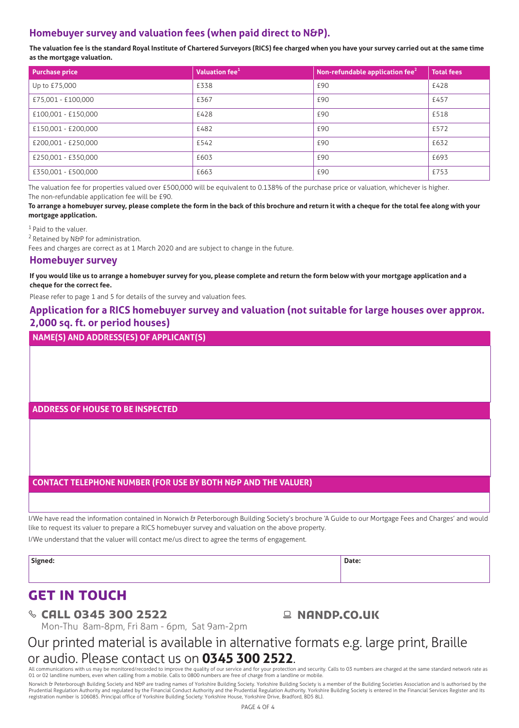## Homebuyer survey and valuation fees (when paid direct to N&P).

**The valuation fee is the standard Royal Institute of Chartered Surveyors (RICS) fee charged when you have your survey carried out at the same time as the mortgage valuation.**

| Purchase price | Valuation fee[1] | Non-refundable application fee[2] | Total fees |
|---|---|---|---|
| Up to £75,000 | £338 | £90 | £428 |
| £75,001 - £100,000 | £367 | £90 | £457 |
| £100,001 - £150,000 | £428 | £90 | £518 |
| £150,001 - £200,000 | £482 | £90 | £572 |
| £200,001 - £250,000 | £542 | £90 | £632 |
| £250,001 - £350,000 | £603 | £90 | £693 |
| £350,001 - £500,000 | £663 | £90 | £753 |

The valuation fee for properties valued over £500,000 will be equivalent to 0.138% of the purchase price or valuation, whichever is higher.
The non-refundable application fee will be £90.

**To arrange a homebuyer survey, please complete the form in the back of this brochure and return it with a cheque for the total fee along with your mortgage application.**

[1] Paid to the valuer.
[2] Retained by N&P for administration.
Fees and charges are correct as at 1 March 2020 and are subject to change in the future.

## Homebuyer survey

**If you would like us to arrange a homebuyer survey for you, please complete and return the form below with your mortgage application and a cheque for the correct fee.**

Please refer to page 1 and 5 for details of the survey and valuation fees.

## Application for a RICS homebuyer survey and valuation (not suitable for large houses over approx. 2,000 sq. ft. or period houses)

**NAME(S) AND ADDRESS(ES) OF APPLICANT(S)**

**ADDRESS OF HOUSE TO BE INSPECTED**

**CONTACT TELEPHONE NUMBER (FOR USE BY BOTH N&P AND THE VALUER)**

I/We have read the information contained in Norwich & Peterborough Building Society's brochure 'A Guide to our Mortgage Fees and Charges' and would like to request its valuer to prepare a RICS homebuyer survey and valuation on the above property.

I/We understand that the valuer will contact me/us direct to agree the terms of engagement.

| Signed: | Date: |
|---|---|
| | |

## GET IN TOUCH

**CALL 0345 300 2522**
Mon-Thu 8am-8pm, Fri 8am - 6pm, Sat 9am-2pm

**NANDP.CO.UK**

Our printed material is available in alternative formats e.g. large print, Braille or audio. Please contact us on **0345 300 2522**.

All communications with us may be monitored/recorded to improve the quality of our service and for your protection and security. Calls to 03 numbers are charged at the same standard network rate as 01 or 02 landline numbers, even when calling from a mobile. Calls to 0800 numbers are free of charge from a landline or mobile.

Norwich & Peterborough Building Society and N&P are trading names of Yorkshire Building Society. Yorkshire Building Society is a member of the Building Societies Association and is authorised by the Prudential Regulation Authority and regulated by the Financial Conduct Authority and the Prudential Regulation Authority. Yorkshire Building Society is entered in the Financial Services Register and its registration number is 106085. Principal office of Yorkshire Building Society: Yorkshire House, Yorkshire Drive, Bradford, BD5 8LJ.